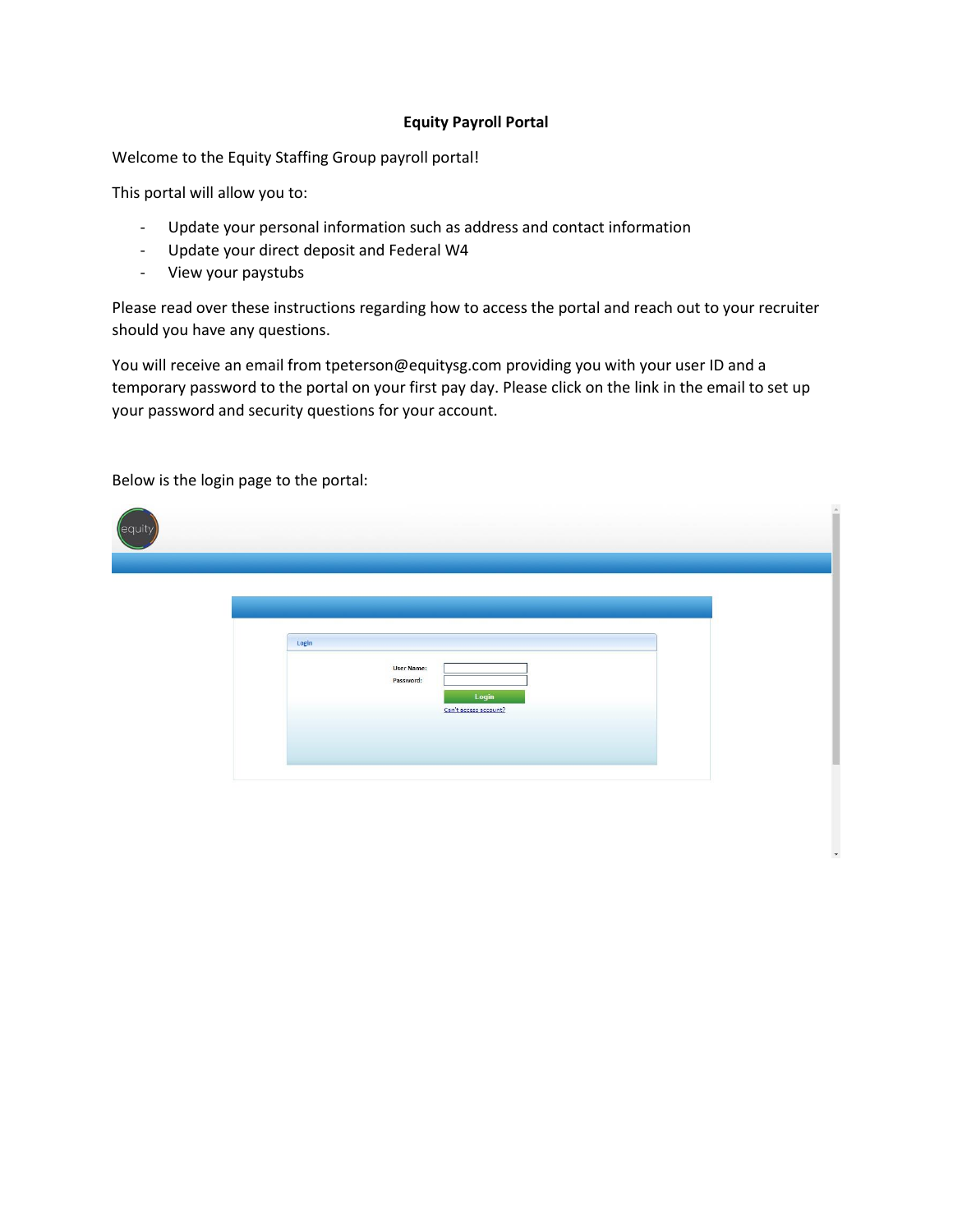**Equity Payroll Portal**

Welcome to the Equity Staffing Group payroll portal!

This portal will allow you to:

- Update your personal information such as address and contact information
- Update your direct deposit and Federal W4
- View your paystubs

Please read over these instructions regarding how to access the portal and reach out to your recruiter should you have any questions.

You will receive an email from tpeterson@equitysg.com providing you with your user ID and a temporary password to the portal on your first pay day. Please click on the link in the email to set up your password and security questions for your account.

Below is the login page to the portal:

equity

Login

User Name:

Password:

Login

Can't access account?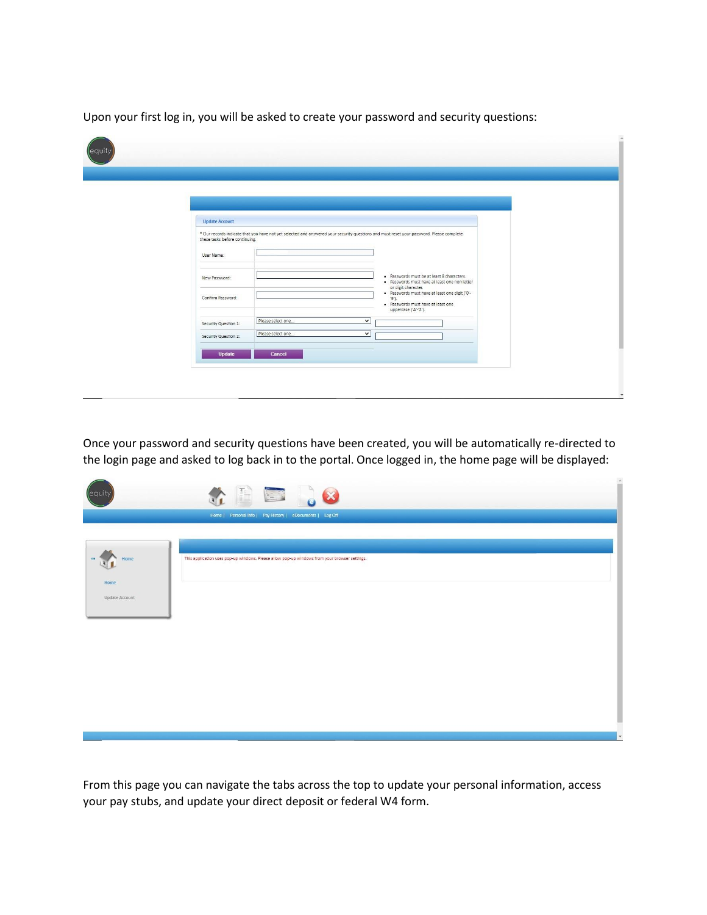Upon your first log in, you will be asked to create your password and security questions:

Once your password and security questions have been created, you will be automatically re-directed to the login page and asked to log back in to the portal. Once logged in, the home page will be displayed:

From this page you can navigate the tabs across the top to update your personal information, access your pay stubs, and update your direct deposit or federal W4 form.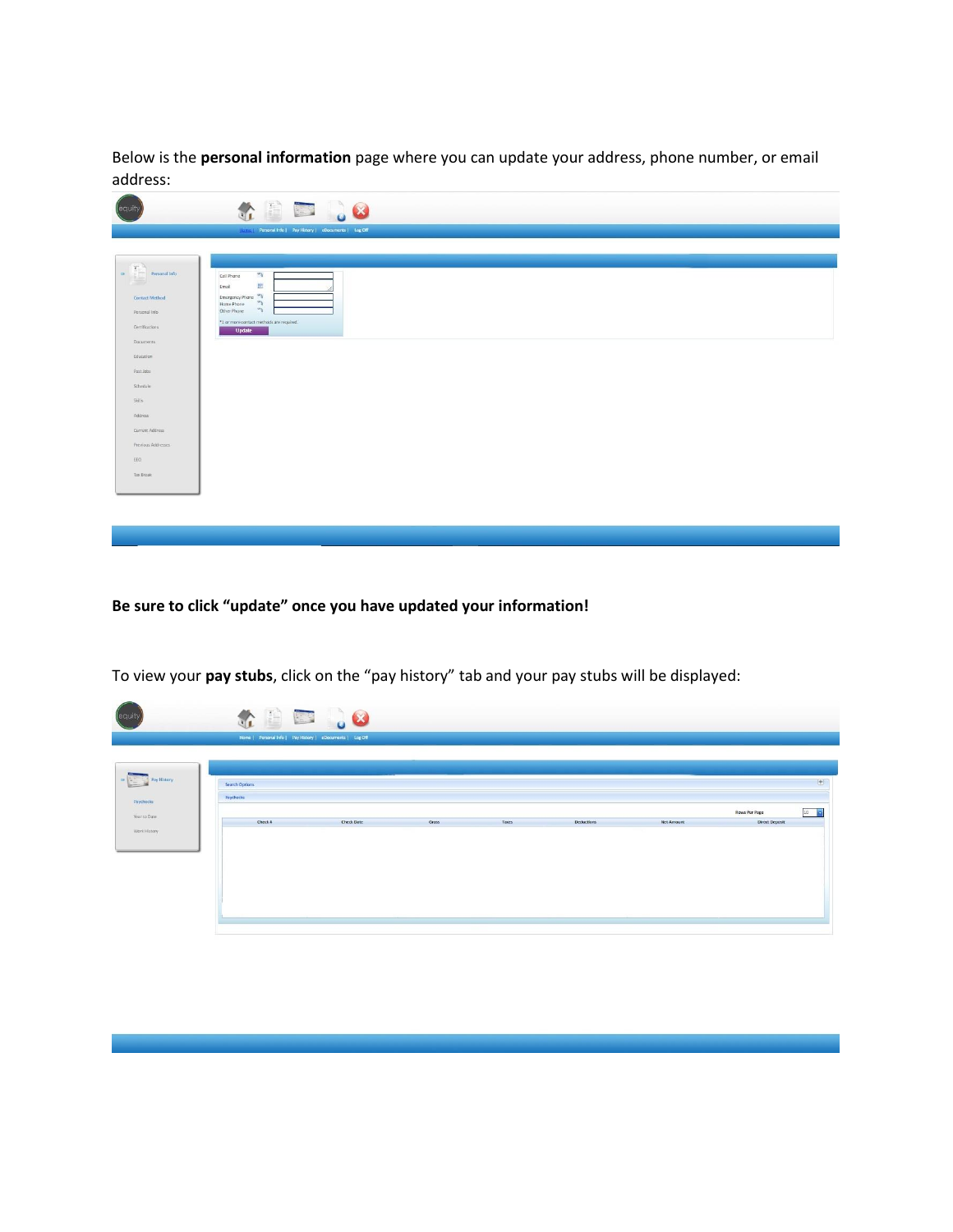Below is the **personal information** page where you can update your address, phone number, or email address:

**Be sure to click "update" once you have updated your information!**

To view your **pay stubs**, click on the "pay history" tab and your pay stubs will be displayed: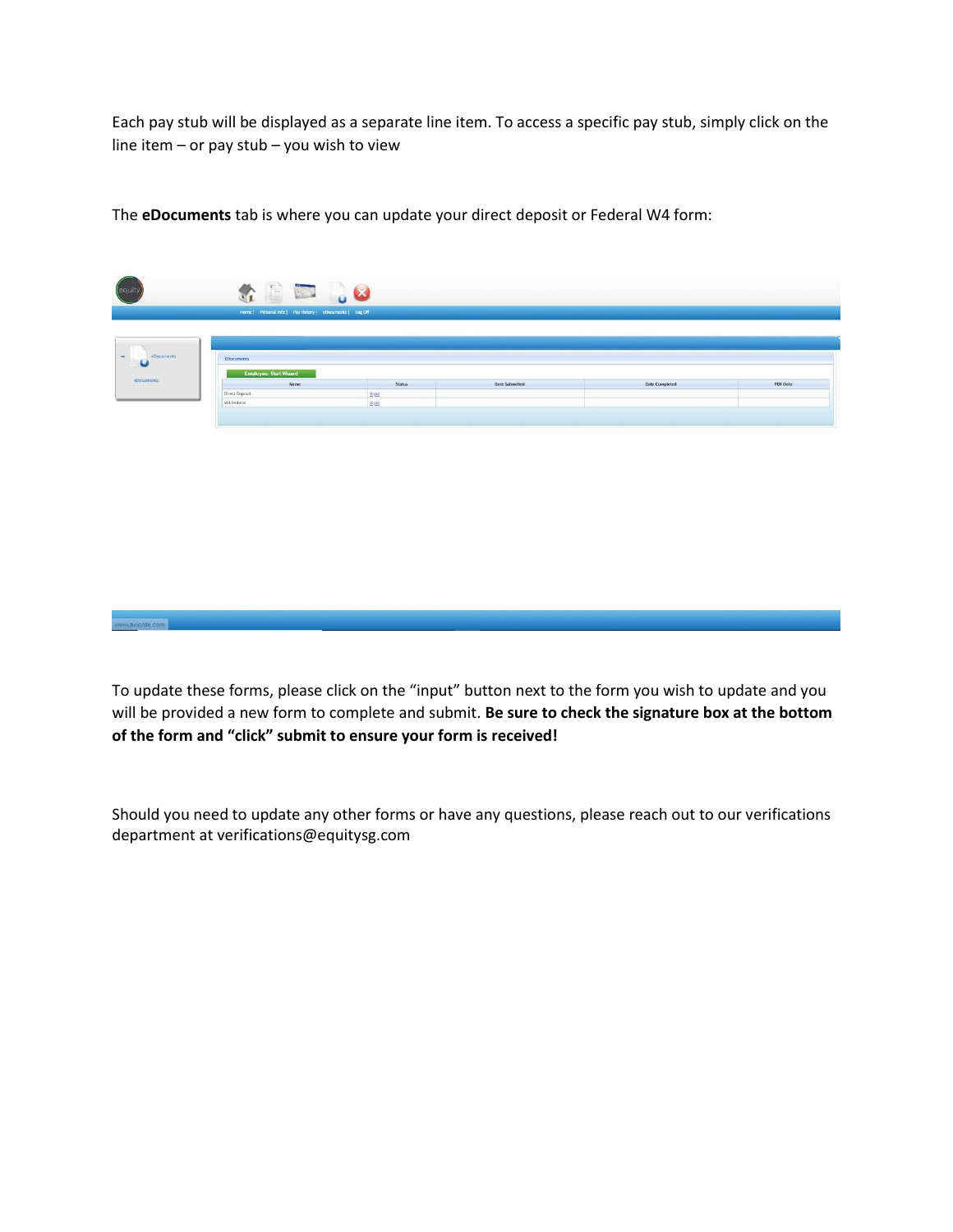Each pay stub will be displayed as a separate line item. To access a specific pay stub, simply click on the line item – or pay stub – you wish to view

The **eDocuments** tab is where you can update your direct deposit or Federal W4 form:

To update these forms, please click on the “input” button next to the form you wish to update and you will be provided a new form to complete and submit. **Be sure to check the signature box at the bottom of the form and “click” submit to ensure your form is received!**

Should you need to update any other forms or have any questions, please reach out to our verifications department at verifications@equitysg.com